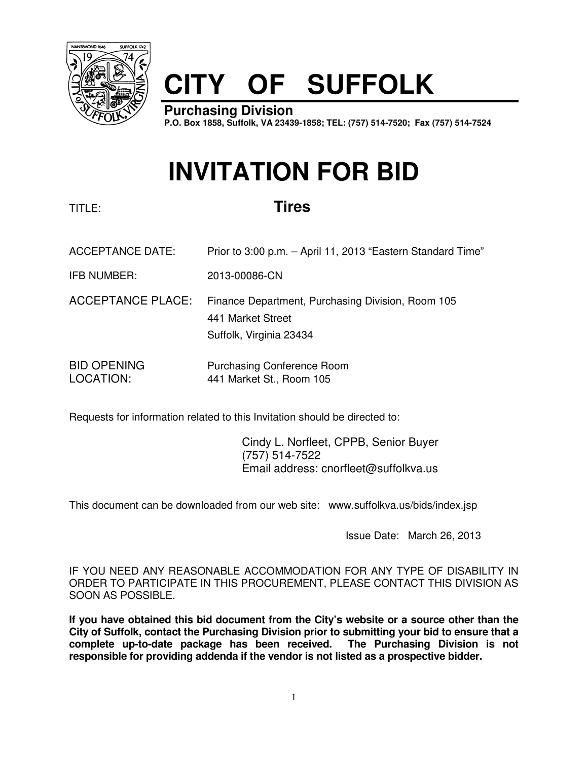# CITY OF SUFFOLK

**Purchasing Division**
**P.O. Box 1858, Suffolk, VA 23439-1858; TEL: (757) 514-7520; Fax (757) 514-7524**

# INVITATION FOR BID

TITLE: **Tires**

ACCEPTANCE DATE: Prior to 3:00 p.m. – April 11, 2013 "Eastern Standard Time"

IFB NUMBER: 2013-00086-CN

ACCEPTANCE PLACE: Finance Department, Purchasing Division, Room 105
441 Market Street
Suffolk, Virginia 23434

BID OPENING LOCATION: Purchasing Conference Room
441 Market St., Room 105

Requests for information related to this Invitation should be directed to:

Cindy L. Norfleet, CPPB, Senior Buyer
(757) 514-7522
Email address: cnorfleet@suffolkva.us

This document can be downloaded from our web site: www.suffolkva.us/bids/index.jsp

Issue Date: March 26, 2013

IF YOU NEED ANY REASONABLE ACCOMMODATION FOR ANY TYPE OF DISABILITY IN ORDER TO PARTICIPATE IN THIS PROCUREMENT, PLEASE CONTACT THIS DIVISION AS SOON AS POSSIBLE.

**If you have obtained this bid document from the City's website or a source other than the City of Suffolk, contact the Purchasing Division prior to submitting your bid to ensure that a complete up-to-date package has been received. The Purchasing Division is not responsible for providing addenda if the vendor is not listed as a prospective bidder.**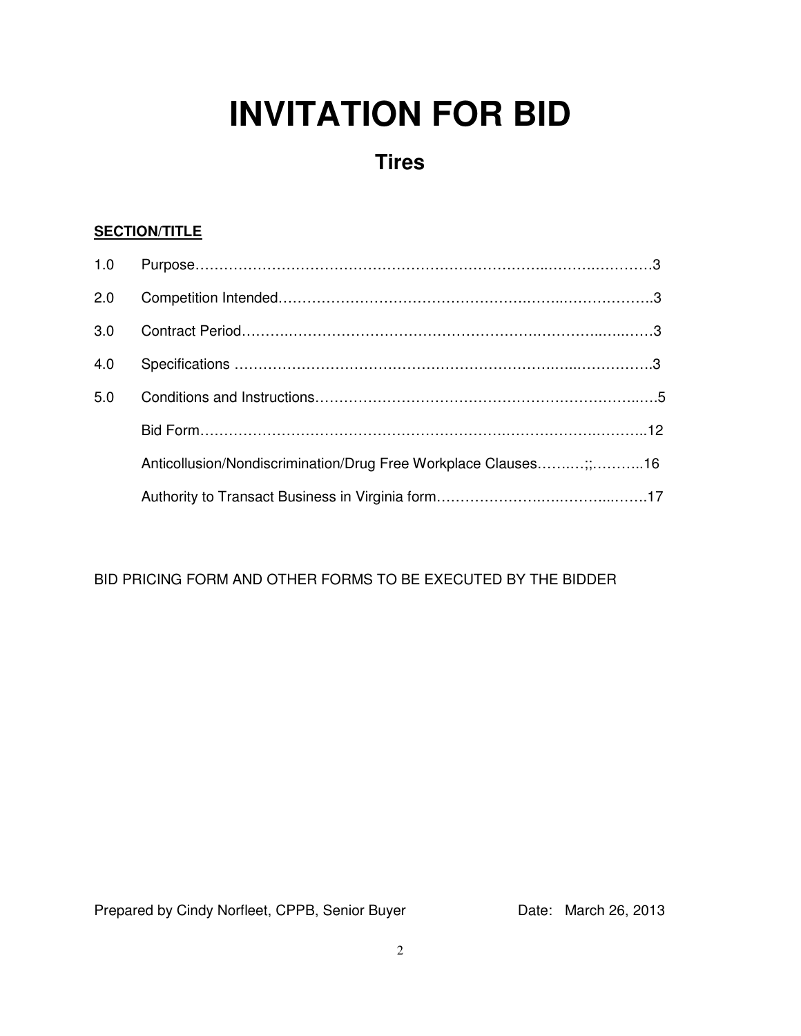# INVITATION FOR BID

## Tires

**SECTION/TITLE**

| | | |
|---|---|---|
| 1.0 | Purpose | 3 |
| 2.0 | Competition Intended | 3 |
| 3.0 | Contract Period | 3 |
| 4.0 | Specifications | 3 |
| 5.0 | Conditions and Instructions | 5 |
| | Bid Form | 12 |
| | Anticollusion/Nondiscrimination/Drug Free Workplace Clauses | 16 |
| | Authority to Transact Business in Virginia form | 17 |

BID PRICING FORM AND OTHER FORMS TO BE EXECUTED BY THE BIDDER

Prepared by Cindy Norfleet, CPPB, Senior Buyer Date: March 26, 2013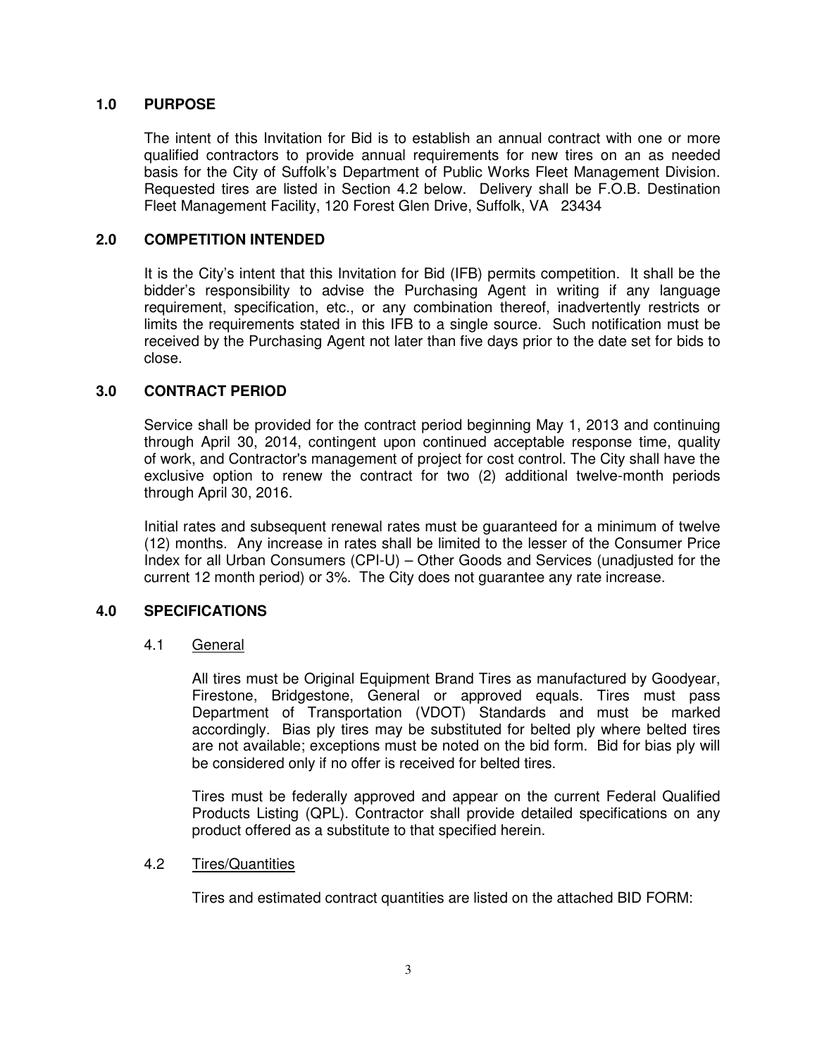## 1.0 PURPOSE

The intent of this Invitation for Bid is to establish an annual contract with one or more qualified contractors to provide annual requirements for new tires on an as needed basis for the City of Suffolk's Department of Public Works Fleet Management Division. Requested tires are listed in Section 4.2 below. Delivery shall be F.O.B. Destination Fleet Management Facility, 120 Forest Glen Drive, Suffolk, VA 23434

## 2.0 COMPETITION INTENDED

It is the City's intent that this Invitation for Bid (IFB) permits competition. It shall be the bidder's responsibility to advise the Purchasing Agent in writing if any language requirement, specification, etc., or any combination thereof, inadvertently restricts or limits the requirements stated in this IFB to a single source. Such notification must be received by the Purchasing Agent not later than five days prior to the date set for bids to close.

## 3.0 CONTRACT PERIOD

Service shall be provided for the contract period beginning May 1, 2013 and continuing through April 30, 2014, contingent upon continued acceptable response time, quality of work, and Contractor's management of project for cost control. The City shall have the exclusive option to renew the contract for two (2) additional twelve-month periods through April 30, 2016.

Initial rates and subsequent renewal rates must be guaranteed for a minimum of twelve (12) months. Any increase in rates shall be limited to the lesser of the Consumer Price Index for all Urban Consumers (CPI-U) – Other Goods and Services (unadjusted for the current 12 month period) or 3%. The City does not guarantee any rate increase.

## 4.0 SPECIFICATIONS

### 4.1 General

All tires must be Original Equipment Brand Tires as manufactured by Goodyear, Firestone, Bridgestone, General or approved equals. Tires must pass Department of Transportation (VDOT) Standards and must be marked accordingly. Bias ply tires may be substituted for belted ply where belted tires are not available; exceptions must be noted on the bid form. Bid for bias ply will be considered only if no offer is received for belted tires.

Tires must be federally approved and appear on the current Federal Qualified Products Listing (QPL). Contractor shall provide detailed specifications on any product offered as a substitute to that specified herein.

### 4.2 Tires/Quantities

Tires and estimated contract quantities are listed on the attached BID FORM: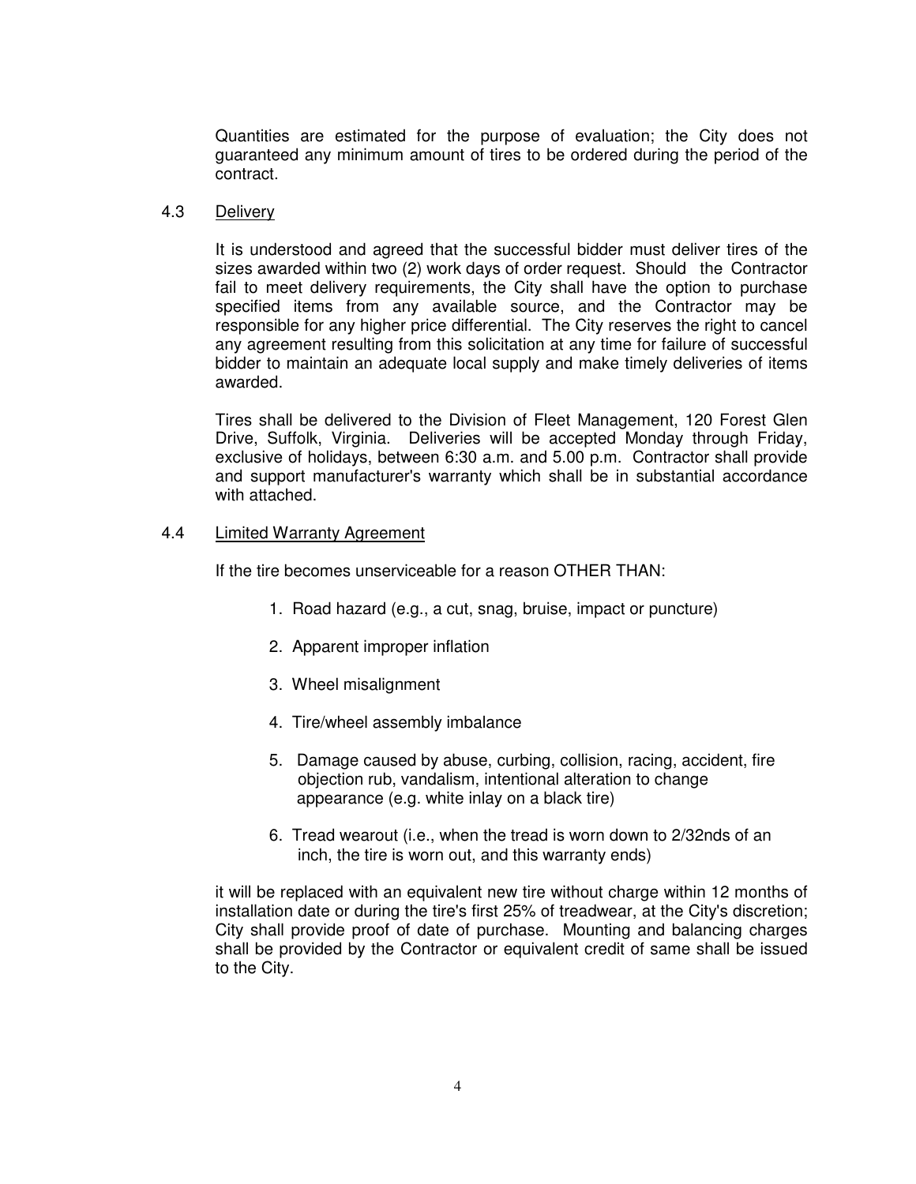Quantities are estimated for the purpose of evaluation; the City does not guaranteed any minimum amount of tires to be ordered during the period of the contract.

### 4.3 Delivery

It is understood and agreed that the successful bidder must deliver tires of the sizes awarded within two (2) work days of order request. Should the Contractor fail to meet delivery requirements, the City shall have the option to purchase specified items from any available source, and the Contractor may be responsible for any higher price differential. The City reserves the right to cancel any agreement resulting from this solicitation at any time for failure of successful bidder to maintain an adequate local supply and make timely deliveries of items awarded.

Tires shall be delivered to the Division of Fleet Management, 120 Forest Glen Drive, Suffolk, Virginia. Deliveries will be accepted Monday through Friday, exclusive of holidays, between 6:30 a.m. and 5.00 p.m. Contractor shall provide and support manufacturer's warranty which shall be in substantial accordance with attached.

### 4.4 Limited Warranty Agreement

If the tire becomes unserviceable for a reason OTHER THAN:

1. Road hazard (e.g., a cut, snag, bruise, impact or puncture)
2. Apparent improper inflation
3. Wheel misalignment
4. Tire/wheel assembly imbalance
5. Damage caused by abuse, curbing, collision, racing, accident, fire objection rub, vandalism, intentional alteration to change appearance (e.g. white inlay on a black tire)
6. Tread wearout (i.e., when the tread is worn down to 2/32nds of an inch, the tire is worn out, and this warranty ends)

it will be replaced with an equivalent new tire without charge within 12 months of installation date or during the tire's first 25% of treadwear, at the City's discretion; City shall provide proof of date of purchase. Mounting and balancing charges shall be provided by the Contractor or equivalent credit of same shall be issued to the City.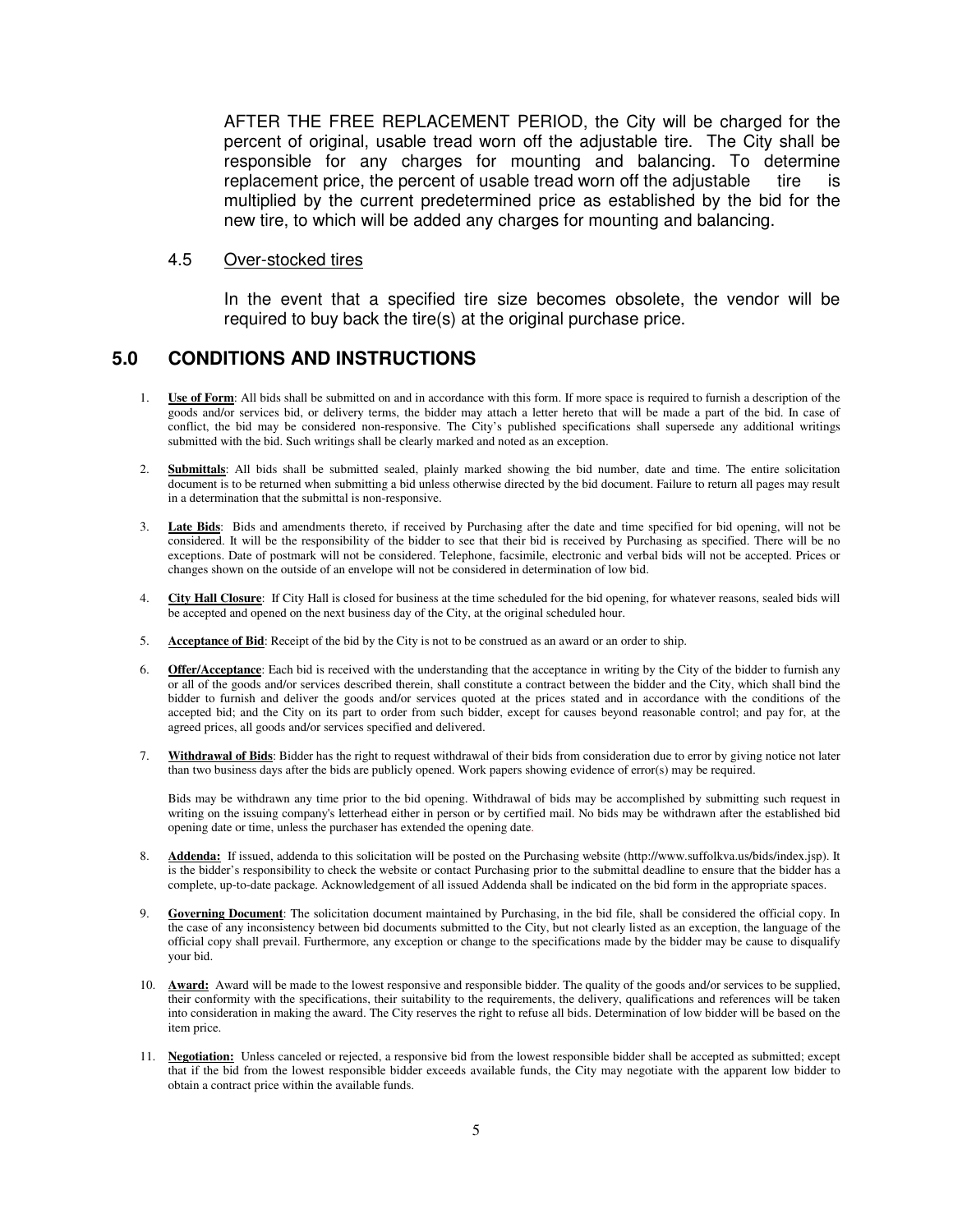AFTER THE FREE REPLACEMENT PERIOD, the City will be charged for the percent of original, usable tread worn off the adjustable tire. The City shall be responsible for any charges for mounting and balancing. To determine replacement price, the percent of usable tread worn off the adjustable tire is multiplied by the current predetermined price as established by the bid for the new tire, to which will be added any charges for mounting and balancing.

4.5 Over-stocked tires

In the event that a specified tire size becomes obsolete, the vendor will be required to buy back the tire(s) at the original purchase price.

## 5.0 CONDITIONS AND INSTRUCTIONS

1. **Use of Form**: All bids shall be submitted on and in accordance with this form. If more space is required to furnish a description of the goods and/or services bid, or delivery terms, the bidder may attach a letter hereto that will be made a part of the bid. In case of conflict, the bid may be considered non-responsive. The City's published specifications shall supersede any additional writings submitted with the bid. Such writings shall be clearly marked and noted as an exception.

2. **Submittals**: All bids shall be submitted sealed, plainly marked showing the bid number, date and time. The entire solicitation document is to be returned when submitting a bid unless otherwise directed by the bid document. Failure to return all pages may result in a determination that the submittal is non-responsive.

3. **Late Bids**: Bids and amendments thereto, if received by Purchasing after the date and time specified for bid opening, will not be considered. It will be the responsibility of the bidder to see that their bid is received by Purchasing as specified. There will be no exceptions. Date of postmark will not be considered. Telephone, facsimile, electronic and verbal bids will not be accepted. Prices or changes shown on the outside of an envelope will not be considered in determination of low bid.

4. **City Hall Closure**: If City Hall is closed for business at the time scheduled for the bid opening, for whatever reasons, sealed bids will be accepted and opened on the next business day of the City, at the original scheduled hour.

5. **Acceptance of Bid**: Receipt of the bid by the City is not to be construed as an award or an order to ship.

6. **Offer/Acceptance**: Each bid is received with the understanding that the acceptance in writing by the City of the bidder to furnish any or all of the goods and/or services described therein, shall constitute a contract between the bidder and the City, which shall bind the bidder to furnish and deliver the goods and/or services quoted at the prices stated and in accordance with the conditions of the accepted bid; and the City on its part to order from such bidder, except for causes beyond reasonable control; and pay for, at the agreed prices, all goods and/or services specified and delivered.

7. **Withdrawal of Bids**: Bidder has the right to request withdrawal of their bids from consideration due to error by giving notice not later than two business days after the bids are publicly opened. Work papers showing evidence of error(s) may be required.

   Bids may be withdrawn any time prior to the bid opening. Withdrawal of bids may be accomplished by submitting such request in writing on the issuing company's letterhead either in person or by certified mail. No bids may be withdrawn after the established bid opening date or time, unless the purchaser has extended the opening date.

8. **Addenda:** If issued, addenda to this solicitation will be posted on the Purchasing website (http://www.suffolkva.us/bids/index.jsp). It is the bidder's responsibility to check the website or contact Purchasing prior to the submittal deadline to ensure that the bidder has a complete, up-to-date package. Acknowledgement of all issued Addenda shall be indicated on the bid form in the appropriate spaces.

9. **Governing Document**: The solicitation document maintained by Purchasing, in the bid file, shall be considered the official copy. In the case of any inconsistency between bid documents submitted to the City, but not clearly listed as an exception, the language of the official copy shall prevail. Furthermore, any exception or change to the specifications made by the bidder may be cause to disqualify your bid.

10. **Award:** Award will be made to the lowest responsive and responsible bidder. The quality of the goods and/or services to be supplied, their conformity with the specifications, their suitability to the requirements, the delivery, qualifications and references will be taken into consideration in making the award. The City reserves the right to refuse all bids. Determination of low bidder will be based on the item price.

11. **Negotiation:** Unless canceled or rejected, a responsive bid from the lowest responsible bidder shall be accepted as submitted; except that if the bid from the lowest responsible bidder exceeds available funds, the City may negotiate with the apparent low bidder to obtain a contract price within the available funds.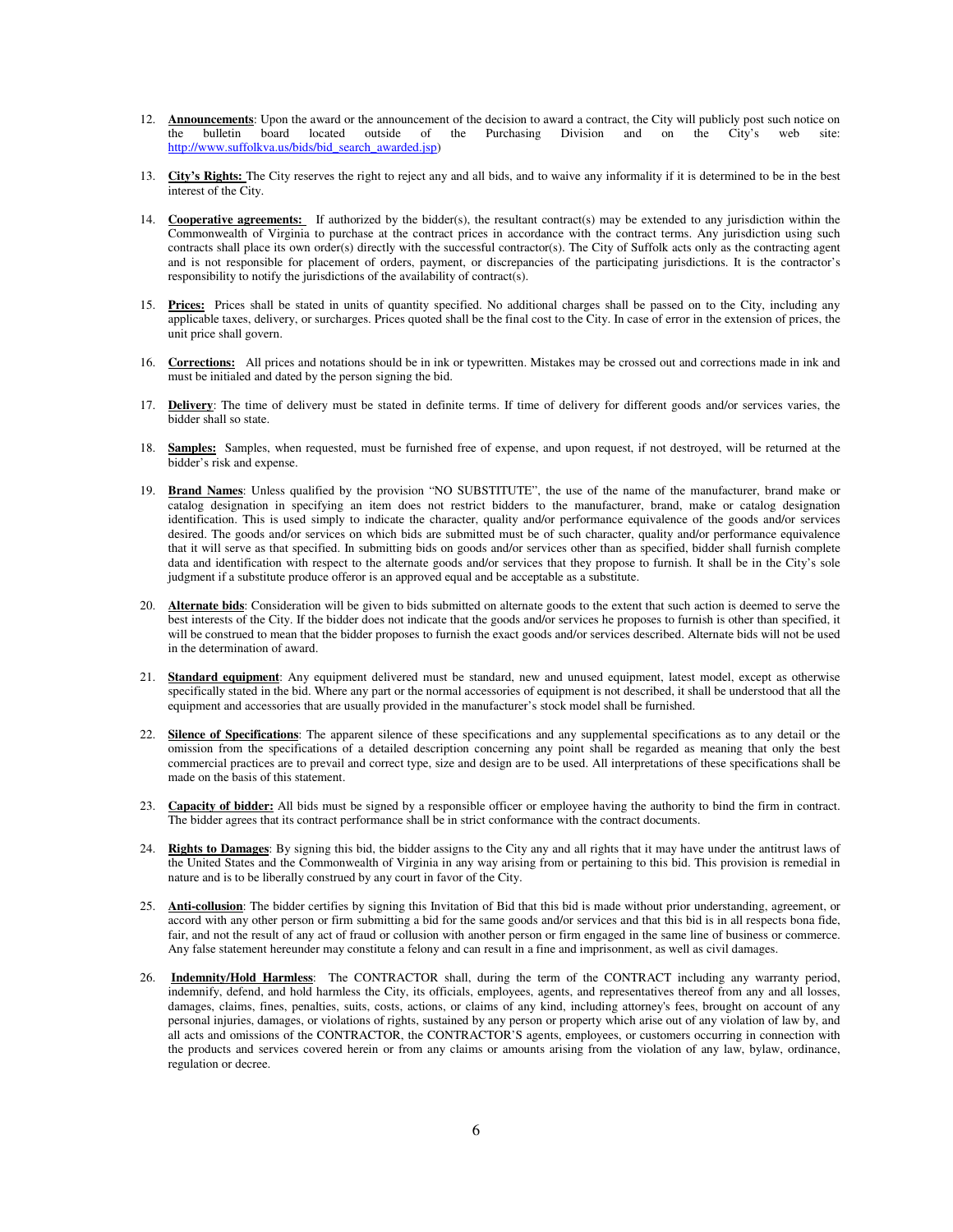12. **Announcements**: Upon the award or the announcement of the decision to award a contract, the City will publicly post such notice on the bulletin board located outside of the Purchasing Division and on the City's web site: http://www.suffolkva.us/bids/bid_search_awarded.jsp)

13. **City's Rights:** The City reserves the right to reject any and all bids, and to waive any informality if it is determined to be in the best interest of the City.

14. **Cooperative agreements:** If authorized by the bidder(s), the resultant contract(s) may be extended to any jurisdiction within the Commonwealth of Virginia to purchase at the contract prices in accordance with the contract terms. Any jurisdiction using such contracts shall place its own order(s) directly with the successful contractor(s). The City of Suffolk acts only as the contracting agent and is not responsible for placement of orders, payment, or discrepancies of the participating jurisdictions. It is the contractor's responsibility to notify the jurisdictions of the availability of contract(s).

15. **Prices:** Prices shall be stated in units of quantity specified. No additional charges shall be passed on to the City, including any applicable taxes, delivery, or surcharges. Prices quoted shall be the final cost to the City. In case of error in the extension of prices, the unit price shall govern.

16. **Corrections:** All prices and notations should be in ink or typewritten. Mistakes may be crossed out and corrections made in ink and must be initialed and dated by the person signing the bid.

17. **Delivery**: The time of delivery must be stated in definite terms. If time of delivery for different goods and/or services varies, the bidder shall so state.

18. **Samples:** Samples, when requested, must be furnished free of expense, and upon request, if not destroyed, will be returned at the bidder's risk and expense.

19. **Brand Names**: Unless qualified by the provision "NO SUBSTITUTE", the use of the name of the manufacturer, brand make or catalog designation in specifying an item does not restrict bidders to the manufacturer, brand, make or catalog designation identification. This is used simply to indicate the character, quality and/or performance equivalence of the goods and/or services desired. The goods and/or services on which bids are submitted must be of such character, quality and/or performance equivalence that it will serve as that specified. In submitting bids on goods and/or services other than as specified, bidder shall furnish complete data and identification with respect to the alternate goods and/or services that they propose to furnish. It shall be in the City's sole judgment if a substitute produce offeror is an approved equal and be acceptable as a substitute.

20. **Alternate bids**: Consideration will be given to bids submitted on alternate goods to the extent that such action is deemed to serve the best interests of the City. If the bidder does not indicate that the goods and/or services he proposes to furnish is other than specified, it will be construed to mean that the bidder proposes to furnish the exact goods and/or services described. Alternate bids will not be used in the determination of award.

21. **Standard equipment**: Any equipment delivered must be standard, new and unused equipment, latest model, except as otherwise specifically stated in the bid. Where any part or the normal accessories of equipment is not described, it shall be understood that all the equipment and accessories that are usually provided in the manufacturer's stock model shall be furnished.

22. **Silence of Specifications**: The apparent silence of these specifications and any supplemental specifications as to any detail or the omission from the specifications of a detailed description concerning any point shall be regarded as meaning that only the best commercial practices are to prevail and correct type, size and design are to be used. All interpretations of these specifications shall be made on the basis of this statement.

23. **Capacity of bidder:** All bids must be signed by a responsible officer or employee having the authority to bind the firm in contract. The bidder agrees that its contract performance shall be in strict conformance with the contract documents.

24. **Rights to Damages**: By signing this bid, the bidder assigns to the City any and all rights that it may have under the antitrust laws of the United States and the Commonwealth of Virginia in any way arising from or pertaining to this bid. This provision is remedial in nature and is to be liberally construed by any court in favor of the City.

25. **Anti-collusion**: The bidder certifies by signing this Invitation of Bid that this bid is made without prior understanding, agreement, or accord with any other person or firm submitting a bid for the same goods and/or services and that this bid is in all respects bona fide, fair, and not the result of any act of fraud or collusion with another person or firm engaged in the same line of business or commerce. Any false statement hereunder may constitute a felony and can result in a fine and imprisonment, as well as civil damages.

26. **Indemnity/Hold Harmless**: The CONTRACTOR shall, during the term of the CONTRACT including any warranty period, indemnify, defend, and hold harmless the City, its officials, employees, agents, and representatives thereof from any and all losses, damages, claims, fines, penalties, suits, costs, actions, or claims of any kind, including attorney's fees, brought on account of any personal injuries, damages, or violations of rights, sustained by any person or property which arise out of any violation of law by, and all acts and omissions of the CONTRACTOR, the CONTRACTOR'S agents, employees, or customers occurring in connection with the products and services covered herein or from any claims or amounts arising from the violation of any law, bylaw, ordinance, regulation or decree.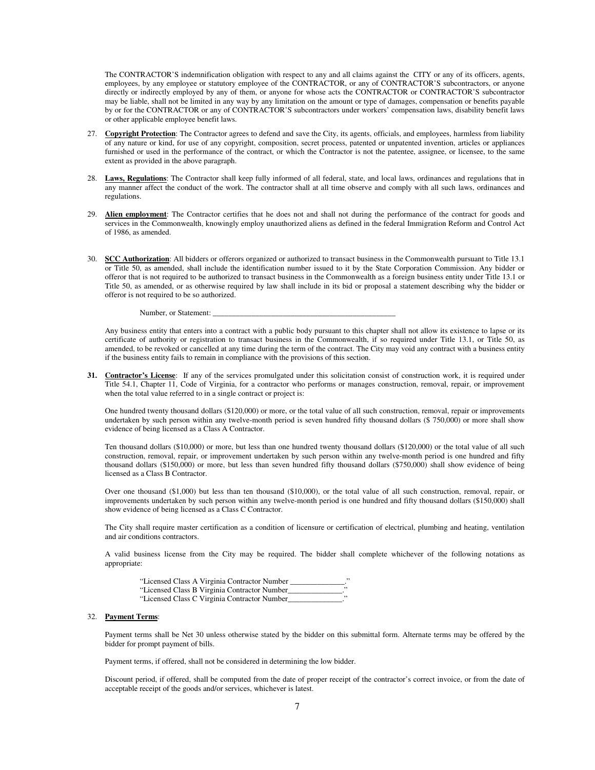The CONTRACTOR'S indemnification obligation with respect to any and all claims against the CITY or any of its officers, agents, employees, by any employee or statutory employee of the CONTRACTOR, or any of CONTRACTOR'S subcontractors, or anyone directly or indirectly employed by any of them, or anyone for whose acts the CONTRACTOR or CONTRACTOR'S subcontractor may be liable, shall not be limited in any way by any limitation on the amount or type of damages, compensation or benefits payable by or for the CONTRACTOR or any of CONTRACTOR'S subcontractors under workers' compensation laws, disability benefit laws or other applicable employee benefit laws.

27. **Copyright Protection**: The Contractor agrees to defend and save the City, its agents, officials, and employees, harmless from liability of any nature or kind, for use of any copyright, composition, secret process, patented or unpatented invention, articles or appliances furnished or used in the performance of the contract, or which the Contractor is not the patentee, assignee, or licensee, to the same extent as provided in the above paragraph.

28. **Laws, Regulations**: The Contractor shall keep fully informed of all federal, state, and local laws, ordinances and regulations that in any manner affect the conduct of the work. The contractor shall at all time observe and comply with all such laws, ordinances and regulations.

29. **Alien employment**: The Contractor certifies that he does not and shall not during the performance of the contract for goods and services in the Commonwealth, knowingly employ unauthorized aliens as defined in the federal Immigration Reform and Control Act of 1986, as amended.

30. **SCC Authorization**: All bidders or offerors organized or authorized to transact business in the Commonwealth pursuant to Title 13.1 or Title 50, as amended, shall include the identification number issued to it by the State Corporation Commission. Any bidder or offeror that is not required to be authorized to transact business in the Commonwealth as a foreign business entity under Title 13.1 or Title 50, as amended, or as otherwise required by law shall include in its bid or proposal a statement describing why the bidder or offeror is not required to be so authorized.

    Number, or Statement: ________________________________________________

    Any business entity that enters into a contract with a public body pursuant to this chapter shall not allow its existence to lapse or its certificate of authority or registration to transact business in the Commonwealth, if so required under Title 13.1, or Title 50, as amended, to be revoked or cancelled at any time during the term of the contract. The City may void any contract with a business entity if the business entity fails to remain in compliance with the provisions of this section.

31. **Contractor's License**: If any of the services promulgated under this solicitation consist of construction work, it is required under Title 54.1, Chapter 11, Code of Virginia, for a contractor who performs or manages construction, removal, repair, or improvement when the total value referred to in a single contract or project is:

    One hundred twenty thousand dollars ($120,000) or more, or the total value of all such construction, removal, repair or improvements undertaken by such person within any twelve-month period is seven hundred fifty thousand dollars ($ 750,000) or more shall show evidence of being licensed as a Class A Contractor.

    Ten thousand dollars ($10,000) or more, but less than one hundred twenty thousand dollars ($120,000) or the total value of all such construction, removal, repair, or improvement undertaken by such person within any twelve-month period is one hundred and fifty thousand dollars ($150,000) or more, but less than seven hundred fifty thousand dollars ($750,000) shall show evidence of being licensed as a Class B Contractor.

    Over one thousand ($1,000) but less than ten thousand ($10,000), or the total value of all such construction, removal, repair, or improvements undertaken by such person within any twelve-month period is one hundred and fifty thousand dollars ($150,000) shall show evidence of being licensed as a Class C Contractor.

    The City shall require master certification as a condition of licensure or certification of electrical, plumbing and heating, ventilation and air conditions contractors.

    A valid business license from the City may be required. The bidder shall complete whichever of the following notations as appropriate:

    "Licensed Class A Virginia Contractor Number ______________."
    "Licensed Class B Virginia Contractor Number______________."
    "Licensed Class C Virginia Contractor Number______________."

32. **Payment Terms**:

    Payment terms shall be Net 30 unless otherwise stated by the bidder on this submittal form. Alternate terms may be offered by the bidder for prompt payment of bills.

    Payment terms, if offered, shall not be considered in determining the low bidder.

    Discount period, if offered, shall be computed from the date of proper receipt of the contractor's correct invoice, or from the date of acceptable receipt of the goods and/or services, whichever is latest.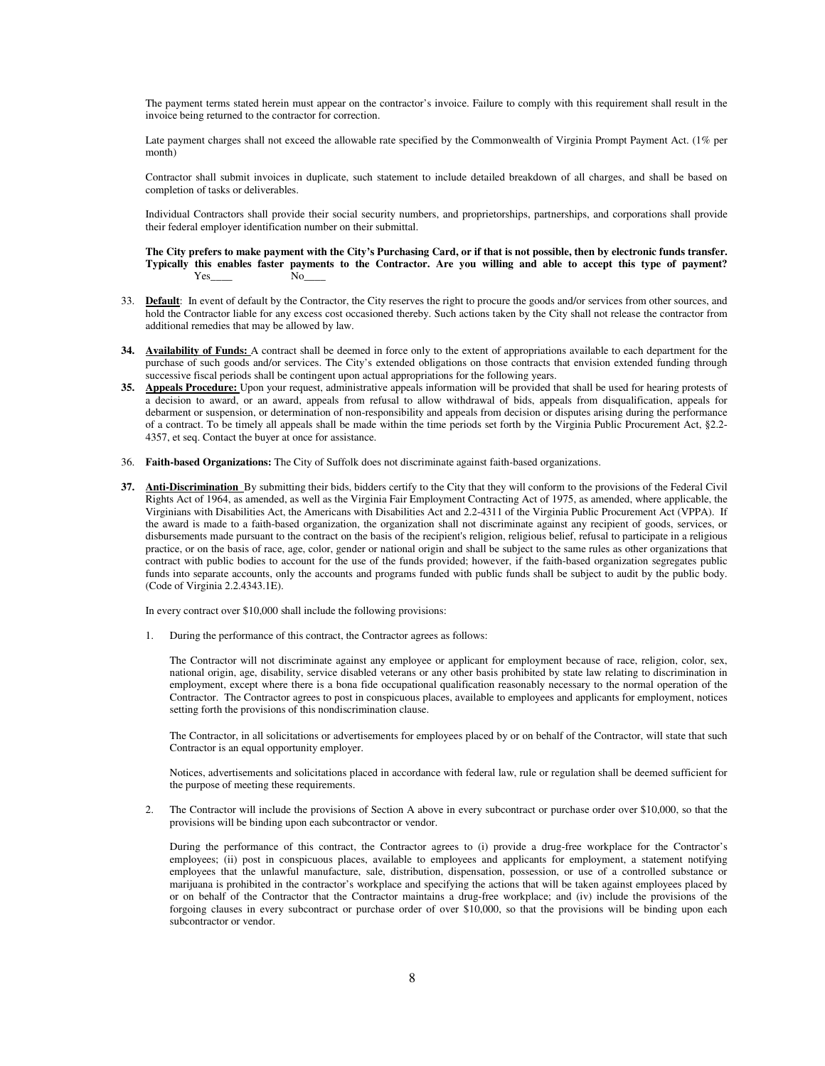The payment terms stated herein must appear on the contractor's invoice. Failure to comply with this requirement shall result in the invoice being returned to the contractor for correction.

Late payment charges shall not exceed the allowable rate specified by the Commonwealth of Virginia Prompt Payment Act. (1% per month)

Contractor shall submit invoices in duplicate, such statement to include detailed breakdown of all charges, and shall be based on completion of tasks or deliverables.

Individual Contractors shall provide their social security numbers, and proprietorships, partnerships, and corporations shall provide their federal employer identification number on their submittal.

**The City prefers to make payment with the City's Purchasing Card, or if that is not possible, then by electronic funds transfer. Typically this enables faster payments to the Contractor. Are you willing and able to accept this type of payment?** Yes____ No____

33. **Default**: In event of default by the Contractor, the City reserves the right to procure the goods and/or services from other sources, and hold the Contractor liable for any excess cost occasioned thereby. Such actions taken by the City shall not release the contractor from additional remedies that may be allowed by law.

34. **Availability of Funds:** A contract shall be deemed in force only to the extent of appropriations available to each department for the purchase of such goods and/or services. The City's extended obligations on those contracts that envision extended funding through successive fiscal periods shall be contingent upon actual appropriations for the following years.

35. **Appeals Procedure:** Upon your request, administrative appeals information will be provided that shall be used for hearing protests of a decision to award, or an award, appeals from refusal to allow withdrawal of bids, appeals from disqualification, appeals for debarment or suspension, or determination of non-responsibility and appeals from decision or disputes arising during the performance of a contract. To be timely all appeals shall be made within the time periods set forth by the Virginia Public Procurement Act, §2.2-4357, et seq. Contact the buyer at once for assistance.

36. **Faith-based Organizations:** The City of Suffolk does not discriminate against faith-based organizations.

37. **Anti-Discrimination** By submitting their bids, bidders certify to the City that they will conform to the provisions of the Federal Civil Rights Act of 1964, as amended, as well as the Virginia Fair Employment Contracting Act of 1975, as amended, where applicable, the Virginians with Disabilities Act, the Americans with Disabilities Act and 2.2-4311 of the Virginia Public Procurement Act (VPPA). If the award is made to a faith-based organization, the organization shall not discriminate against any recipient of goods, services, or disbursements made pursuant to the contract on the basis of the recipient's religion, religious belief, refusal to participate in a religious practice, or on the basis of race, age, color, gender or national origin and shall be subject to the same rules as other organizations that contract with public bodies to account for the use of the funds provided; however, if the faith-based organization segregates public funds into separate accounts, only the accounts and programs funded with public funds shall be subject to audit by the public body. (Code of Virginia 2.2.4343.1E).

    In every contract over $10,000 shall include the following provisions:

    1. During the performance of this contract, the Contractor agrees as follows:

       The Contractor will not discriminate against any employee or applicant for employment because of race, religion, color, sex, national origin, age, disability, service disabled veterans or any other basis prohibited by state law relating to discrimination in employment, except where there is a bona fide occupational qualification reasonably necessary to the normal operation of the Contractor. The Contractor agrees to post in conspicuous places, available to employees and applicants for employment, notices setting forth the provisions of this nondiscrimination clause.

       The Contractor, in all solicitations or advertisements for employees placed by or on behalf of the Contractor, will state that such Contractor is an equal opportunity employer.

       Notices, advertisements and solicitations placed in accordance with federal law, rule or regulation shall be deemed sufficient for the purpose of meeting these requirements.

    2. The Contractor will include the provisions of Section A above in every subcontract or purchase order over $10,000, so that the provisions will be binding upon each subcontractor or vendor.

       During the performance of this contract, the Contractor agrees to (i) provide a drug-free workplace for the Contractor's employees; (ii) post in conspicuous places, available to employees and applicants for employment, a statement notifying employees that the unlawful manufacture, sale, distribution, dispensation, possession, or use of a controlled substance or marijuana is prohibited in the contractor's workplace and specifying the actions that will be taken against employees placed by or on behalf of the Contractor that the Contractor maintains a drug-free workplace; and (iv) include the provisions of the forgoing clauses in every subcontract or purchase order of over $10,000, so that the provisions will be binding upon each subcontractor or vendor.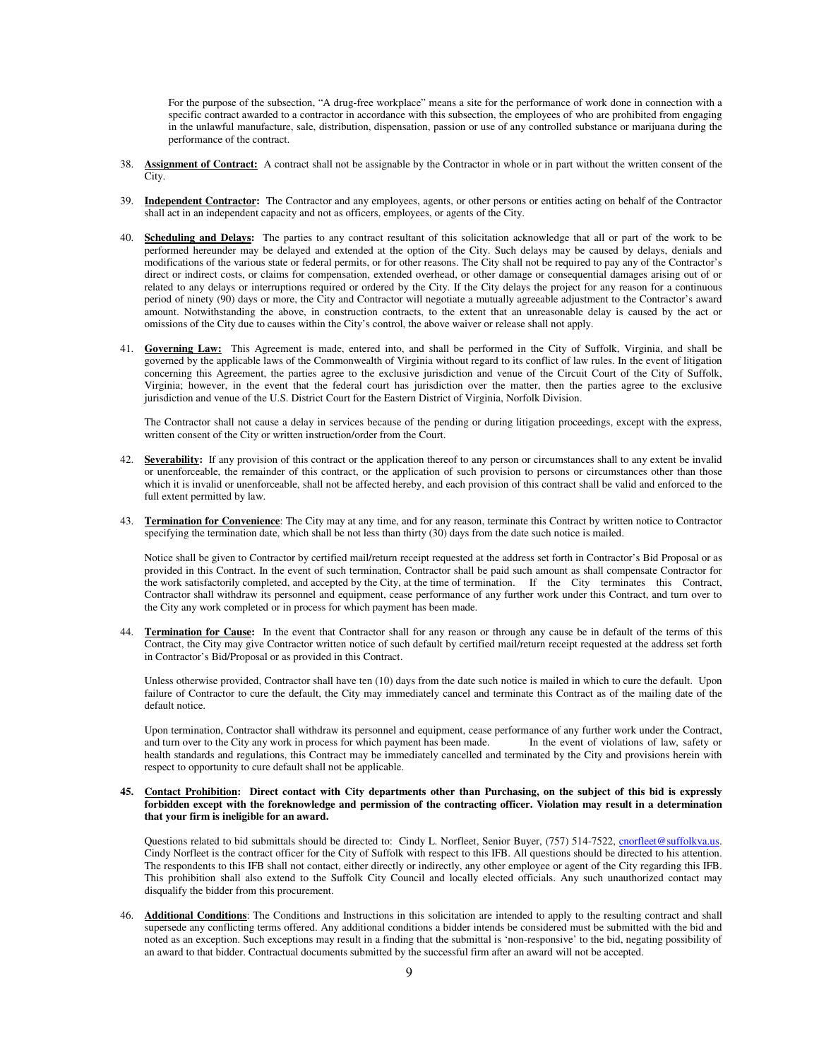For the purpose of the subsection, "A drug-free workplace" means a site for the performance of work done in connection with a specific contract awarded to a contractor in accordance with this subsection, the employees of who are prohibited from engaging in the unlawful manufacture, sale, distribution, dispensation, passion or use of any controlled substance or marijuana during the performance of the contract.

38. **Assignment of Contract:** A contract shall not be assignable by the Contractor in whole or in part without the written consent of the City.

39. **Independent Contractor:** The Contractor and any employees, agents, or other persons or entities acting on behalf of the Contractor shall act in an independent capacity and not as officers, employees, or agents of the City.

40. **Scheduling and Delays:** The parties to any contract resultant of this solicitation acknowledge that all or part of the work to be performed hereunder may be delayed and extended at the option of the City. Such delays may be caused by delays, denials and modifications of the various state or federal permits, or for other reasons. The City shall not be required to pay any of the Contractor's direct or indirect costs, or claims for compensation, extended overhead, or other damage or consequential damages arising out of or related to any delays or interruptions required or ordered by the City. If the City delays the project for any reason for a continuous period of ninety (90) days or more, the City and Contractor will negotiate a mutually agreeable adjustment to the Contractor's award amount. Notwithstanding the above, in construction contracts, to the extent that an unreasonable delay is caused by the act or omissions of the City due to causes within the City's control, the above waiver or release shall not apply.

41. **Governing Law:** This Agreement is made, entered into, and shall be performed in the City of Suffolk, Virginia, and shall be governed by the applicable laws of the Commonwealth of Virginia without regard to its conflict of law rules. In the event of litigation concerning this Agreement, the parties agree to the exclusive jurisdiction and venue of the Circuit Court of the City of Suffolk, Virginia; however, in the event that the federal court has jurisdiction over the matter, then the parties agree to the exclusive jurisdiction and venue of the U.S. District Court for the Eastern District of Virginia, Norfolk Division.

    The Contractor shall not cause a delay in services because of the pending or during litigation proceedings, except with the express, written consent of the City or written instruction/order from the Court.

42. **Severability:** If any provision of this contract or the application thereof to any person or circumstances shall to any extent be invalid or unenforceable, the remainder of this contract, or the application of such provision to persons or circumstances other than those which it is invalid or unenforceable, shall not be affected hereby, and each provision of this contract shall be valid and enforced to the full extent permitted by law.

43. **Termination for Convenience**: The City may at any time, and for any reason, terminate this Contract by written notice to Contractor specifying the termination date, which shall be not less than thirty (30) days from the date such notice is mailed.

    Notice shall be given to Contractor by certified mail/return receipt requested at the address set forth in Contractor's Bid Proposal or as provided in this Contract. In the event of such termination, Contractor shall be paid such amount as shall compensate Contractor for the work satisfactorily completed, and accepted by the City, at the time of termination. If the City terminates this Contract, Contractor shall withdraw its personnel and equipment, cease performance of any further work under this Contract, and turn over to the City any work completed or in process for which payment has been made.

44. **Termination for Cause:** In the event that Contractor shall for any reason or through any cause be in default of the terms of this Contract, the City may give Contractor written notice of such default by certified mail/return receipt requested at the address set forth in Contractor's Bid/Proposal or as provided in this Contract.

    Unless otherwise provided, Contractor shall have ten (10) days from the date such notice is mailed in which to cure the default. Upon failure of Contractor to cure the default, the City may immediately cancel and terminate this Contract as of the mailing date of the default notice.

    Upon termination, Contractor shall withdraw its personnel and equipment, cease performance of any further work under the Contract, and turn over to the City any work in process for which payment has been made. In the event of violations of law, safety or health standards and regulations, this Contract may be immediately cancelled and terminated by the City and provisions herein with respect to opportunity to cure default shall not be applicable.

**45. Contact Prohibition: Direct contact with City departments other than Purchasing, on the subject of this bid is expressly forbidden except with the foreknowledge and permission of the contracting officer. Violation may result in a determination that your firm is ineligible for an award.**

    Questions related to bid submittals should be directed to: Cindy L. Norfleet, Senior Buyer, (757) 514-7522, cnorfleet@suffolkva.us. Cindy Norfleet is the contract officer for the City of Suffolk with respect to this IFB. All questions should be directed to his attention. The respondents to this IFB shall not contact, either directly or indirectly, any other employee or agent of the City regarding this IFB. This prohibition shall also extend to the Suffolk City Council and locally elected officials. Any such unauthorized contact may disqualify the bidder from this procurement.

46. **Additional Conditions**: The Conditions and Instructions in this solicitation are intended to apply to the resulting contract and shall supersede any conflicting terms offered. Any additional conditions a bidder intends be considered must be submitted with the bid and noted as an exception. Such exceptions may result in a finding that the submittal is 'non-responsive' to the bid, negating possibility of an award to that bidder. Contractual documents submitted by the successful firm after an award will not be accepted.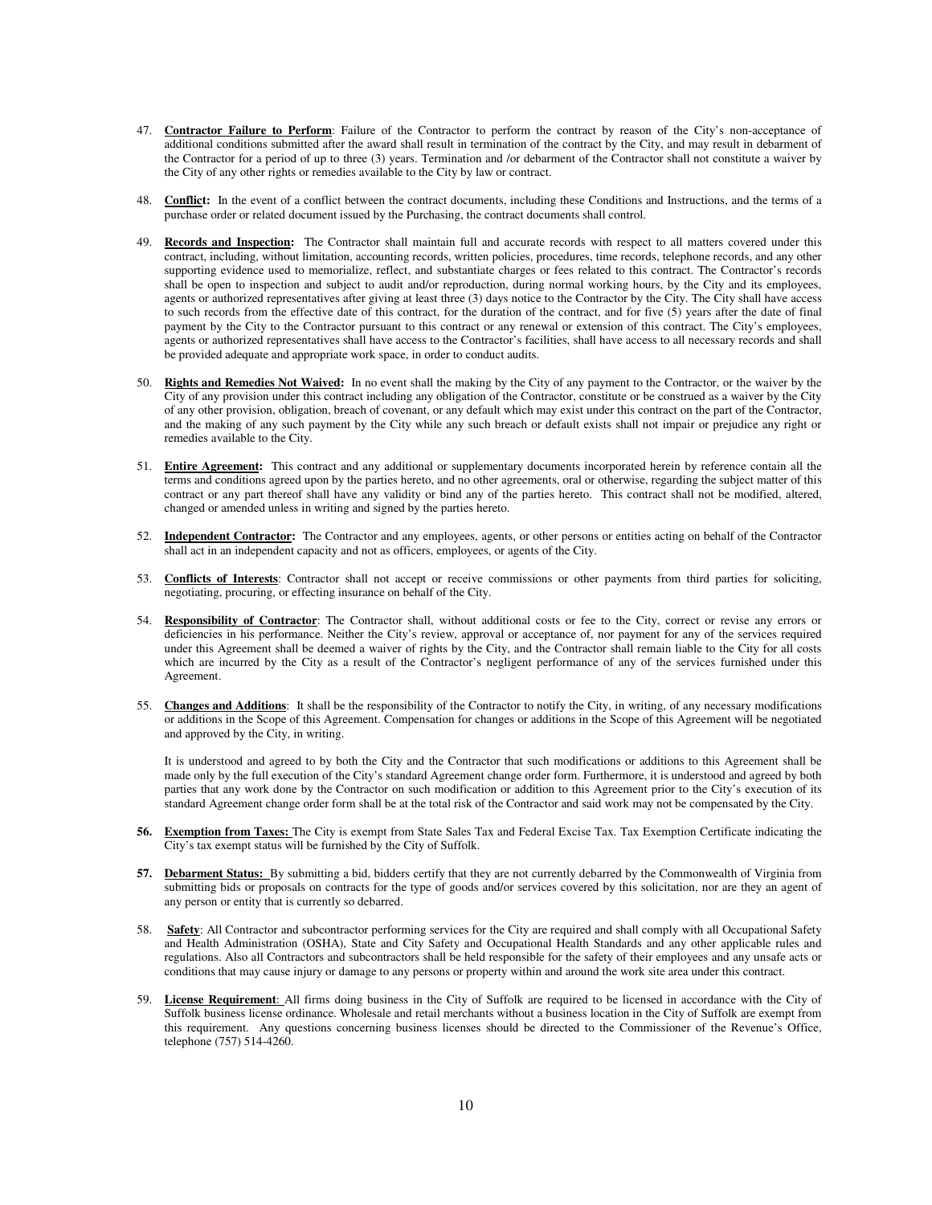47. **Contractor Failure to Perform**: Failure of the Contractor to perform the contract by reason of the City's non-acceptance of additional conditions submitted after the award shall result in termination of the contract by the City, and may result in debarment of the Contractor for a period of up to three (3) years. Termination and /or debarment of the Contractor shall not constitute a waiver by the City of any other rights or remedies available to the City by law or contract.

48. **Conflict:** In the event of a conflict between the contract documents, including these Conditions and Instructions, and the terms of a purchase order or related document issued by the Purchasing, the contract documents shall control.

49. **Records and Inspection:** The Contractor shall maintain full and accurate records with respect to all matters covered under this contract, including, without limitation, accounting records, written policies, procedures, time records, telephone records, and any other supporting evidence used to memorialize, reflect, and substantiate charges or fees related to this contract. The Contractor's records shall be open to inspection and subject to audit and/or reproduction, during normal working hours, by the City and its employees, agents or authorized representatives after giving at least three (3) days notice to the Contractor by the City. The City shall have access to such records from the effective date of this contract, for the duration of the contract, and for five (5) years after the date of final payment by the City to the Contractor pursuant to this contract or any renewal or extension of this contract. The City's employees, agents or authorized representatives shall have access to the Contractor's facilities, shall have access to all necessary records and shall be provided adequate and appropriate work space, in order to conduct audits.

50. **Rights and Remedies Not Waived:** In no event shall the making by the City of any payment to the Contractor, or the waiver by the City of any provision under this contract including any obligation of the Contractor, constitute or be construed as a waiver by the City of any other provision, obligation, breach of covenant, or any default which may exist under this contract on the part of the Contractor, and the making of any such payment by the City while any such breach or default exists shall not impair or prejudice any right or remedies available to the City.

51. **Entire Agreement:** This contract and any additional or supplementary documents incorporated herein by reference contain all the terms and conditions agreed upon by the parties hereto, and no other agreements, oral or otherwise, regarding the subject matter of this contract or any part thereof shall have any validity or bind any of the parties hereto. This contract shall not be modified, altered, changed or amended unless in writing and signed by the parties hereto.

52. **Independent Contractor:** The Contractor and any employees, agents, or other persons or entities acting on behalf of the Contractor shall act in an independent capacity and not as officers, employees, or agents of the City.

53. **Conflicts of Interests**: Contractor shall not accept or receive commissions or other payments from third parties for soliciting, negotiating, procuring, or effecting insurance on behalf of the City.

54. **Responsibility of Contractor**: The Contractor shall, without additional costs or fee to the City, correct or revise any errors or deficiencies in his performance. Neither the City's review, approval or acceptance of, nor payment for any of the services required under this Agreement shall be deemed a waiver of rights by the City, and the Contractor shall remain liable to the City for all costs which are incurred by the City as a result of the Contractor's negligent performance of any of the services furnished under this Agreement.

55. **Changes and Additions**: It shall be the responsibility of the Contractor to notify the City, in writing, of any necessary modifications or additions in the Scope of this Agreement. Compensation for changes or additions in the Scope of this Agreement will be negotiated and approved by the City, in writing.

    It is understood and agreed to by both the City and the Contractor that such modifications or additions to this Agreement shall be made only by the full execution of the City's standard Agreement change order form. Furthermore, it is understood and agreed by both parties that any work done by the Contractor on such modification or addition to this Agreement prior to the City's execution of its standard Agreement change order form shall be at the total risk of the Contractor and said work may not be compensated by the City.

56. **Exemption from Taxes:** The City is exempt from State Sales Tax and Federal Excise Tax. Tax Exemption Certificate indicating the City's tax exempt status will be furnished by the City of Suffolk.

57. **Debarment Status:** By submitting a bid, bidders certify that they are not currently debarred by the Commonwealth of Virginia from submitting bids or proposals on contracts for the type of goods and/or services covered by this solicitation, nor are they an agent of any person or entity that is currently so debarred.

58. **Safety**: All Contractor and subcontractor performing services for the City are required and shall comply with all Occupational Safety and Health Administration (OSHA), State and City Safety and Occupational Health Standards and any other applicable rules and regulations. Also all Contractors and subcontractors shall be held responsible for the safety of their employees and any unsafe acts or conditions that may cause injury or damage to any persons or property within and around the work site area under this contract.

59. **License Requirement**: All firms doing business in the City of Suffolk are required to be licensed in accordance with the City of Suffolk business license ordinance. Wholesale and retail merchants without a business location in the City of Suffolk are exempt from this requirement. Any questions concerning business licenses should be directed to the Commissioner of the Revenue's Office, telephone (757) 514-4260.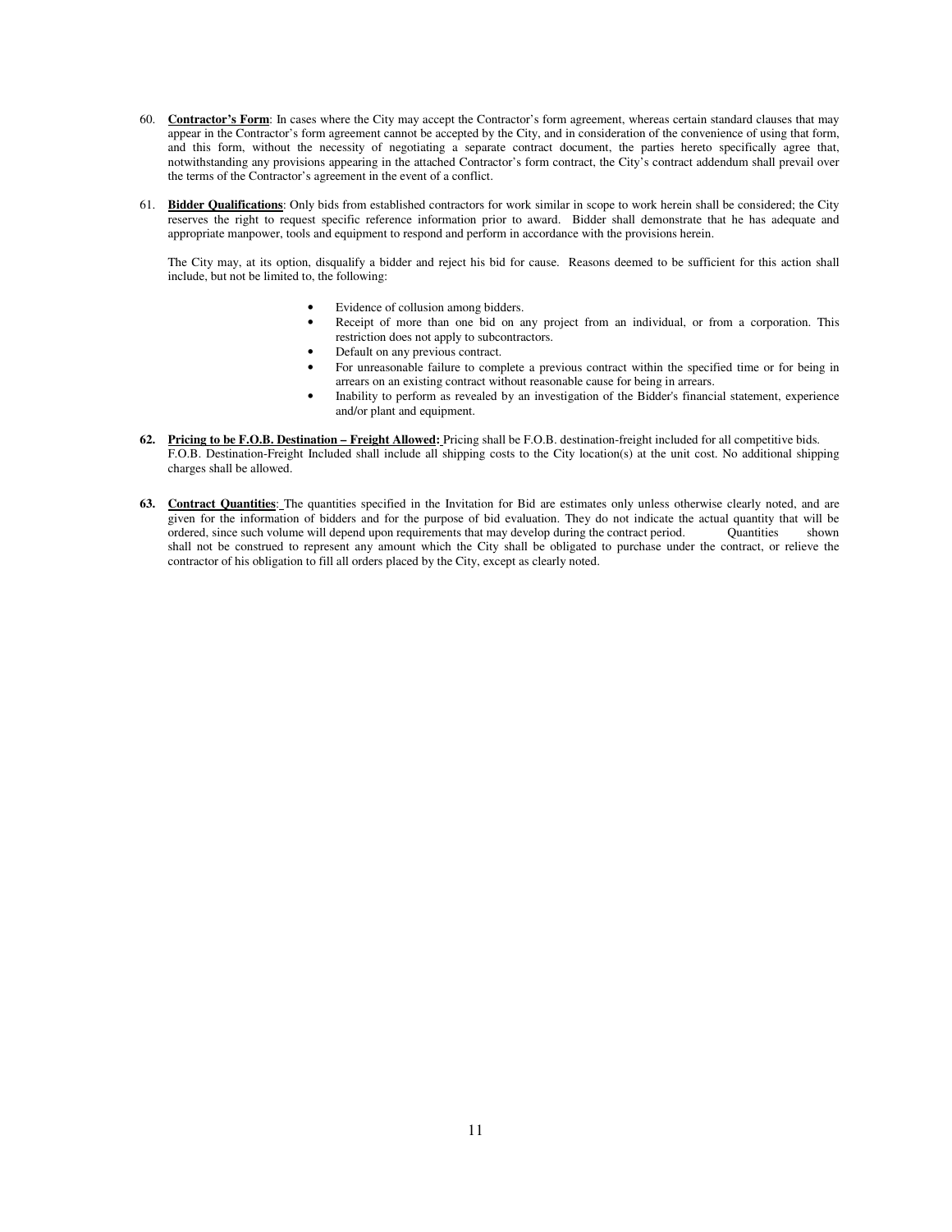60. **Contractor's Form**: In cases where the City may accept the Contractor's form agreement, whereas certain standard clauses that may appear in the Contractor's form agreement cannot be accepted by the City, and in consideration of the convenience of using that form, and this form, without the necessity of negotiating a separate contract document, the parties hereto specifically agree that, notwithstanding any provisions appearing in the attached Contractor's form contract, the City's contract addendum shall prevail over the terms of the Contractor's agreement in the event of a conflict.

61. **Bidder Qualifications**: Only bids from established contractors for work similar in scope to work herein shall be considered; the City reserves the right to request specific reference information prior to award. Bidder shall demonstrate that he has adequate and appropriate manpower, tools and equipment to respond and perform in accordance with the provisions herein.

    The City may, at its option, disqualify a bidder and reject his bid for cause. Reasons deemed to be sufficient for this action shall include, but not be limited to, the following:

    - Evidence of collusion among bidders.
    - Receipt of more than one bid on any project from an individual, or from a corporation. This restriction does not apply to subcontractors.
    - Default on any previous contract.
    - For unreasonable failure to complete a previous contract within the specified time or for being in arrears on an existing contract without reasonable cause for being in arrears.
    - Inability to perform as revealed by an investigation of the Bidder's financial statement, experience and/or plant and equipment.

62. **Pricing to be F.O.B. Destination – Freight Allowed:** Pricing shall be F.O.B. destination-freight included for all competitive bids. F.O.B. Destination-Freight Included shall include all shipping costs to the City location(s) at the unit cost. No additional shipping charges shall be allowed.

63. **Contract Quantities**: The quantities specified in the Invitation for Bid are estimates only unless otherwise clearly noted, and are given for the information of bidders and for the purpose of bid evaluation. They do not indicate the actual quantity that will be ordered, since such volume will depend upon requirements that may develop during the contract period. Quantities shown shall not be construed to represent any amount which the City shall be obligated to purchase under the contract, or relieve the contractor of his obligation to fill all orders placed by the City, except as clearly noted.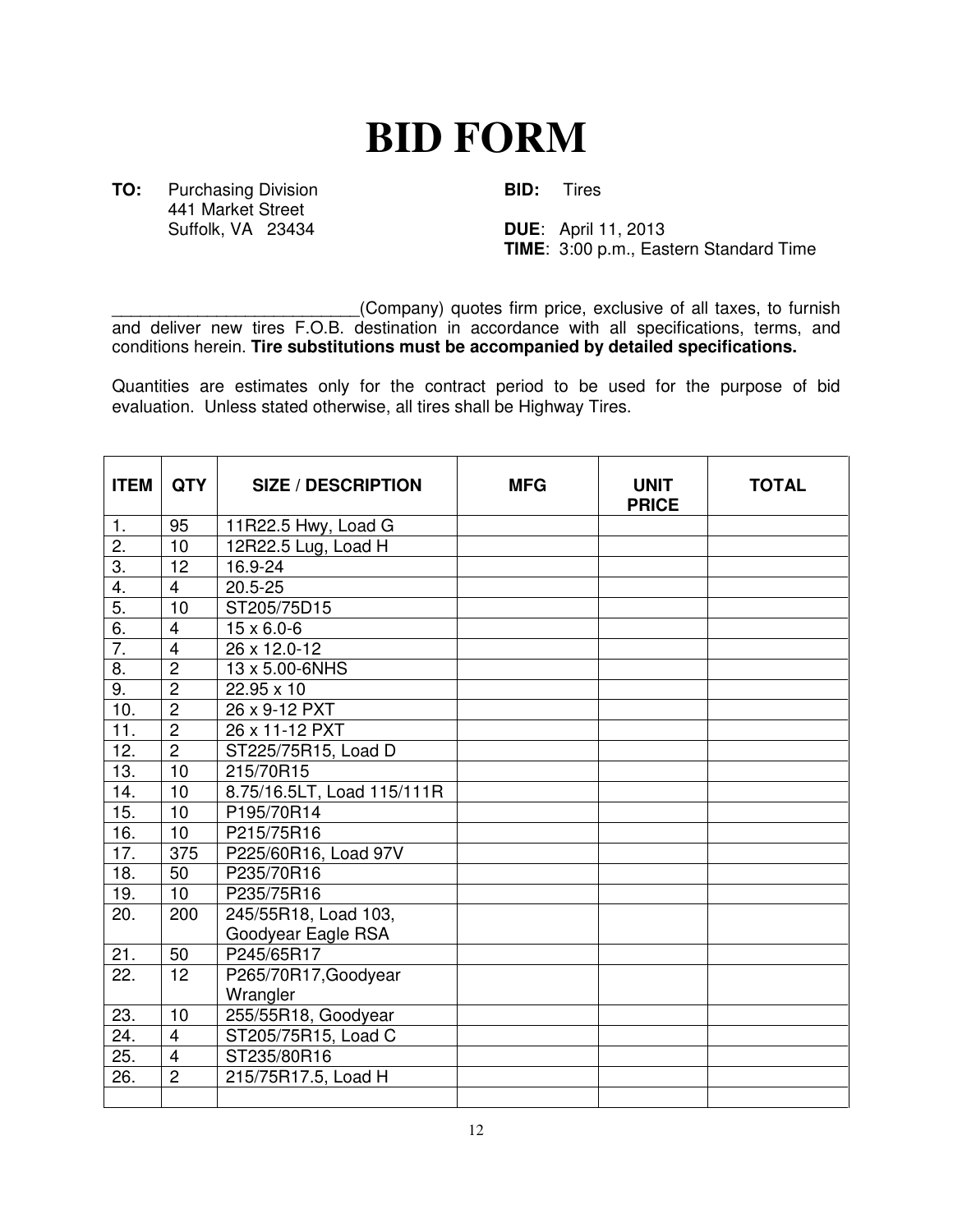# BID FORM

**TO:** Purchasing Division
441 Market Street
Suffolk, VA 23434

**BID:** Tires

**DUE**: April 11, 2013
**TIME**: 3:00 p.m., Eastern Standard Time

___________________________(Company) quotes firm price, exclusive of all taxes, to furnish and deliver new tires F.O.B. destination in accordance with all specifications, terms, and conditions herein. **Tire substitutions must be accompanied by detailed specifications.**

Quantities are estimates only for the contract period to be used for the purpose of bid evaluation. Unless stated otherwise, all tires shall be Highway Tires.

| ITEM | QTY | SIZE / DESCRIPTION | MFG | UNIT PRICE | TOTAL |
|---|---|---|---|---|---|
| 1. | 95 | 11R22.5 Hwy, Load G | | | |
| 2. | 10 | 12R22.5 Lug, Load H | | | |
| 3. | 12 | 16.9-24 | | | |
| 4. | 4 | 20.5-25 | | | |
| 5. | 10 | ST205/75D15 | | | |
| 6. | 4 | 15 x 6.0-6 | | | |
| 7. | 4 | 26 x 12.0-12 | | | |
| 8. | 2 | 13 x 5.00-6NHS | | | |
| 9. | 2 | 22.95 x 10 | | | |
| 10. | 2 | 26 x 9-12 PXT | | | |
| 11. | 2 | 26 x 11-12 PXT | | | |
| 12. | 2 | ST225/75R15, Load D | | | |
| 13. | 10 | 215/70R15 | | | |
| 14. | 10 | 8.75/16.5LT, Load 115/111R | | | |
| 15. | 10 | P195/70R14 | | | |
| 16. | 10 | P215/75R16 | | | |
| 17. | 375 | P225/60R16, Load 97V | | | |
| 18. | 50 | P235/70R16 | | | |
| 19. | 10 | P235/75R16 | | | |
| 20. | 200 | 245/55R18, Load 103, Goodyear Eagle RSA | | | |
| 21. | 50 | P245/65R17 | | | |
| 22. | 12 | P265/70R17,Goodyear Wrangler | | | |
| 23. | 10 | 255/55R18, Goodyear | | | |
| 24. | 4 | ST205/75R15, Load C | | | |
| 25. | 4 | ST235/80R16 | | | |
| 26. | 2 | 215/75R17.5, Load H | | | |
| | | | | | |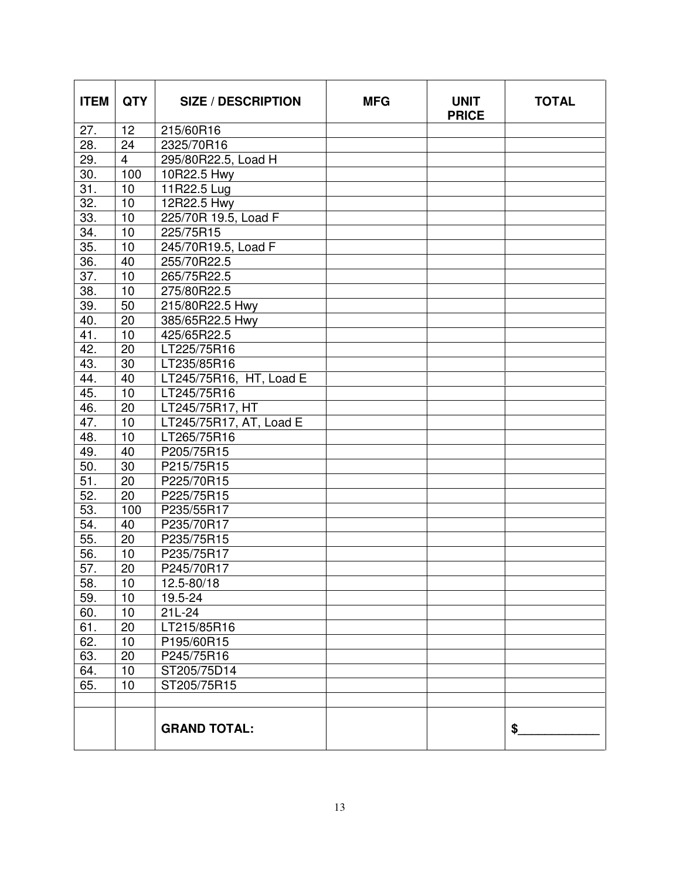| ITEM | QTY | SIZE / DESCRIPTION | MFG | UNIT PRICE | TOTAL |
|---|---|---|---|---|---|
| 27. | 12 | 215/60R16 | | | |
| 28. | 24 | 2325/70R16 | | | |
| 29. | 4 | 295/80R22.5, Load H | | | |
| 30. | 100 | 10R22.5 Hwy | | | |
| 31. | 10 | 11R22.5 Lug | | | |
| 32. | 10 | 12R22.5 Hwy | | | |
| 33. | 10 | 225/70R 19.5, Load F | | | |
| 34. | 10 | 225/75R15 | | | |
| 35. | 10 | 245/70R19.5, Load F | | | |
| 36. | 40 | 255/70R22.5 | | | |
| 37. | 10 | 265/75R22.5 | | | |
| 38. | 10 | 275/80R22.5 | | | |
| 39. | 50 | 215/80R22.5 Hwy | | | |
| 40. | 20 | 385/65R22.5 Hwy | | | |
| 41. | 10 | 425/65R22.5 | | | |
| 42. | 20 | LT225/75R16 | | | |
| 43. | 30 | LT235/85R16 | | | |
| 44. | 40 | LT245/75R16, HT, Load E | | | |
| 45. | 10 | LT245/75R16 | | | |
| 46. | 20 | LT245/75R17, HT | | | |
| 47. | 10 | LT245/75R17, AT, Load E | | | |
| 48. | 10 | LT265/75R16 | | | |
| 49. | 40 | P205/75R15 | | | |
| 50. | 30 | P215/75R15 | | | |
| 51. | 20 | P225/70R15 | | | |
| 52. | 20 | P225/75R15 | | | |
| 53. | 100 | P235/55R17 | | | |
| 54. | 40 | P235/70R17 | | | |
| 55. | 20 | P235/75R15 | | | |
| 56. | 10 | P235/75R17 | | | |
| 57. | 20 | P245/70R17 | | | |
| 58. | 10 | 12.5-80/18 | | | |
| 59. | 10 | 19.5-24 | | | |
| 60. | 10 | 21L-24 | | | |
| 61. | 20 | LT215/85R16 | | | |
| 62. | 10 | P195/60R15 | | | |
| 63. | 20 | P245/75R16 | | | |
| 64. | 10 | ST205/75D14 | | | |
| 65. | 10 | ST205/75R15 | | | |
| | | | | | |
| | | **GRAND TOTAL:** | | | **$____________** |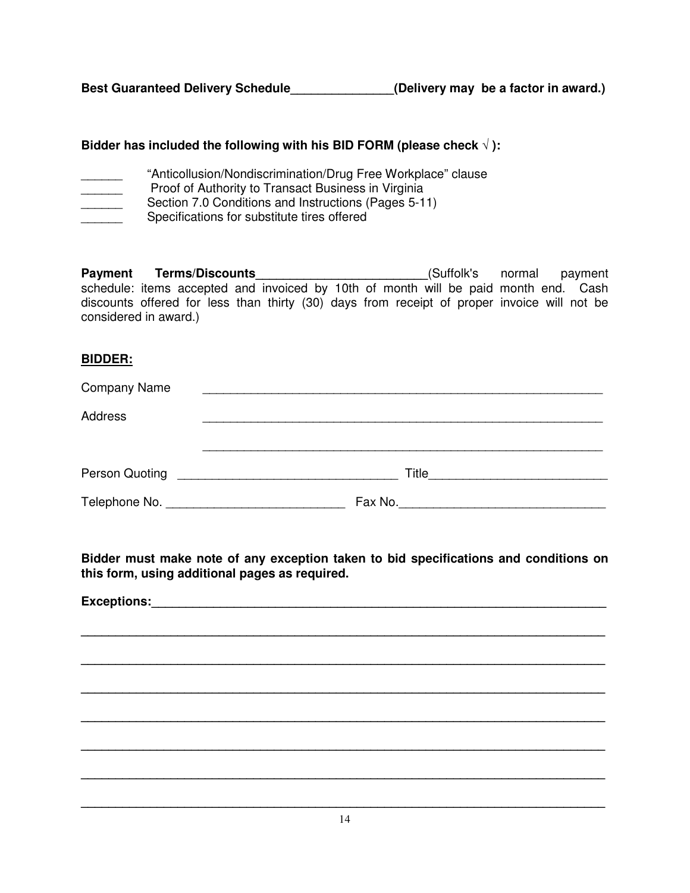**Best Guaranteed Delivery Schedule_______________(Delivery may be a factor in award.)**

**Bidder has included the following with his BID FORM (please check √ ):**

______ "Anticollusion/Nondiscrimination/Drug Free Workplace" clause
______ Proof of Authority to Transact Business in Virginia
______ Section 7.0 Conditions and Instructions (Pages 5-11)
______ Specifications for substitute tires offered

**Payment Terms/Discounts_________________________**(Suffolk's normal payment schedule: items accepted and invoiced by 10th of month will be paid month end. Cash discounts offered for less than thirty (30) days from receipt of proper invoice will not be considered in award.)

**BIDDER:**

Company Name ____________________________________________________________

Address ____________________________________________________________

____________________________________________________________

Person Quoting ________________________________ Title__________________________

Telephone No. __________________________ Fax No.______________________________

**Bidder must make note of any exception taken to bid specifications and conditions on this form, using additional pages as required.**

**Exceptions:**____________________________________________________________________

__________________________________________________________________________

__________________________________________________________________________

__________________________________________________________________________

__________________________________________________________________________

__________________________________________________________________________

__________________________________________________________________________

__________________________________________________________________________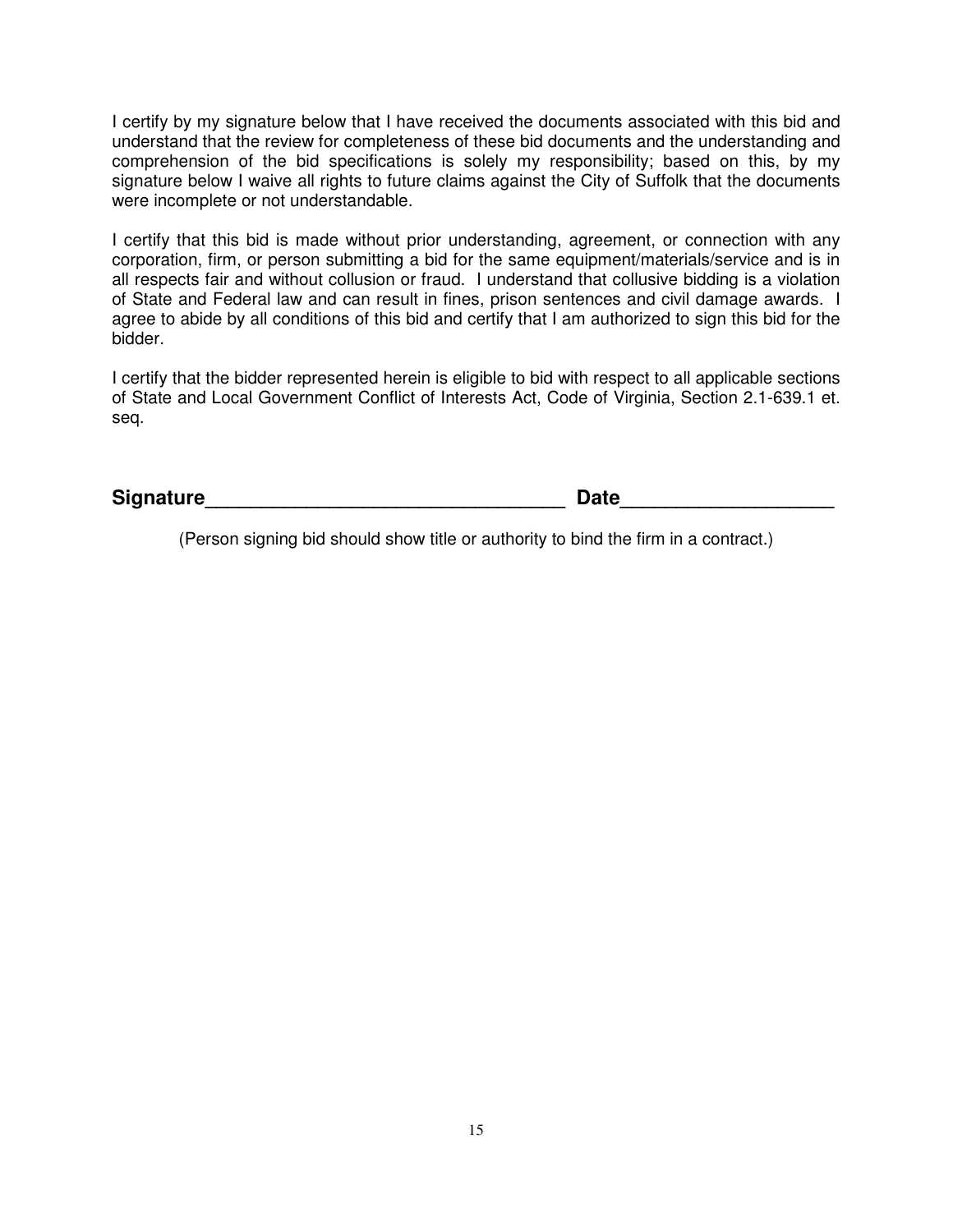I certify by my signature below that I have received the documents associated with this bid and understand that the review for completeness of these bid documents and the understanding and comprehension of the bid specifications is solely my responsibility; based on this, by my signature below I waive all rights to future claims against the City of Suffolk that the documents were incomplete or not understandable.

I certify that this bid is made without prior understanding, agreement, or connection with any corporation, firm, or person submitting a bid for the same equipment/materials/service and is in all respects fair and without collusion or fraud. I understand that collusive bidding is a violation of State and Federal law and can result in fines, prison sentences and civil damage awards. I agree to abide by all conditions of this bid and certify that I am authorized to sign this bid for the bidder.

I certify that the bidder represented herein is eligible to bid with respect to all applicable sections of State and Local Government Conflict of Interests Act, Code of Virginia, Section 2.1-639.1 et. seq.

**Signature**_________________________________ **Date**___________________

(Person signing bid should show title or authority to bind the firm in a contract.)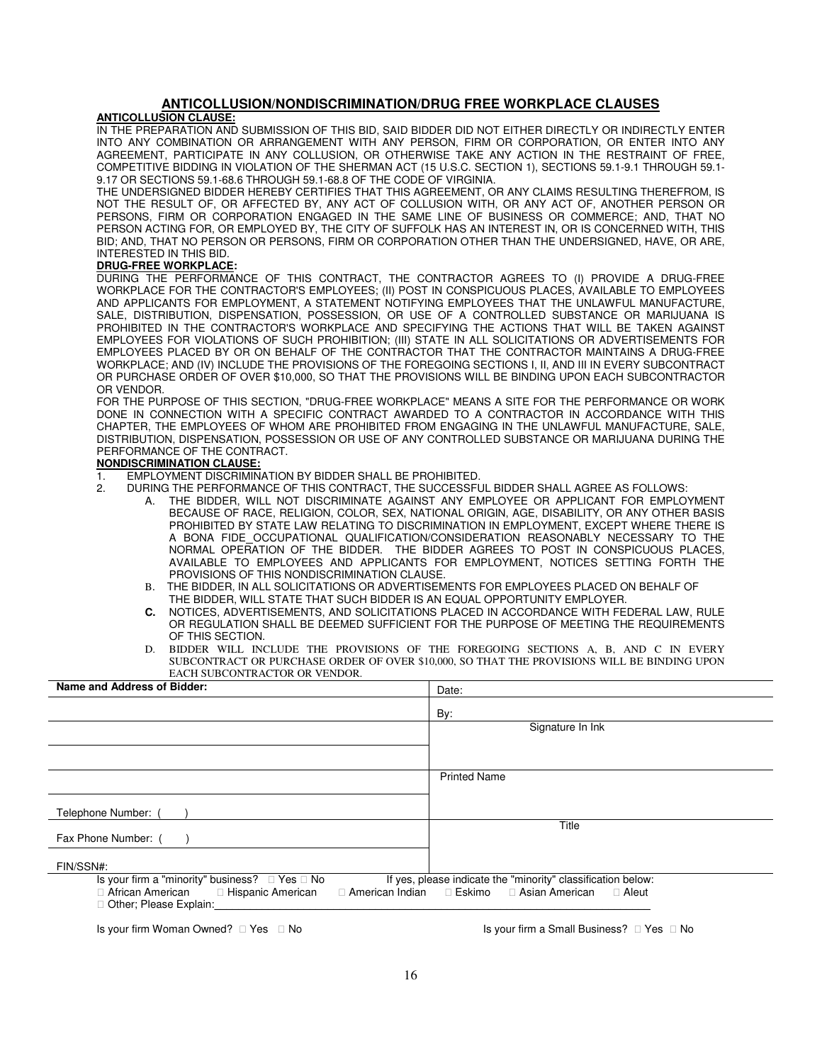## ANTICOLLUSION/NONDISCRIMINATION/DRUG FREE WORKPLACE CLAUSES

**ANTICOLLUSION CLAUSE:**

IN THE PREPARATION AND SUBMISSION OF THIS BID, SAID BIDDER DID NOT EITHER DIRECTLY OR INDIRECTLY ENTER INTO ANY COMBINATION OR ARRANGEMENT WITH ANY PERSON, FIRM OR CORPORATION, OR ENTER INTO ANY AGREEMENT, PARTICIPATE IN ANY COLLUSION, OR OTHERWISE TAKE ANY ACTION IN THE RESTRAINT OF FREE, COMPETITIVE BIDDING IN VIOLATION OF THE SHERMAN ACT (15 U.S.C. SECTION 1), SECTIONS 59.1-9.1 THROUGH 59.1-9.17 OR SECTIONS 59.1-68.6 THROUGH 59.1-68.8 OF THE CODE OF VIRGINIA.

THE UNDERSIGNED BIDDER HEREBY CERTIFIES THAT THIS AGREEMENT, OR ANY CLAIMS RESULTING THEREFROM, IS NOT THE RESULT OF, OR AFFECTED BY, ANY ACT OF COLLUSION WITH, OR ANY ACT OF, ANOTHER PERSON OR PERSONS, FIRM OR CORPORATION ENGAGED IN THE SAME LINE OF BUSINESS OR COMMERCE; AND, THAT NO PERSON ACTING FOR, OR EMPLOYED BY, THE CITY OF SUFFOLK HAS AN INTEREST IN, OR IS CONCERNED WITH, THIS BID; AND, THAT NO PERSON OR PERSONS, FIRM OR CORPORATION OTHER THAN THE UNDERSIGNED, HAVE, OR ARE, INTERESTED IN THIS BID.

**DRUG-FREE WORKPLACE:**

DURING THE PERFORMANCE OF THIS CONTRACT, THE CONTRACTOR AGREES TO (I) PROVIDE A DRUG-FREE WORKPLACE FOR THE CONTRACTOR'S EMPLOYEES; (II) POST IN CONSPICUOUS PLACES, AVAILABLE TO EMPLOYEES AND APPLICANTS FOR EMPLOYMENT, A STATEMENT NOTIFYING EMPLOYEES THAT THE UNLAWFUL MANUFACTURE, SALE, DISTRIBUTION, DISPENSATION, POSSESSION, OR USE OF A CONTROLLED SUBSTANCE OR MARIJUANA IS PROHIBITED IN THE CONTRACTOR'S WORKPLACE AND SPECIFYING THE ACTIONS THAT WILL BE TAKEN AGAINST EMPLOYEES FOR VIOLATIONS OF SUCH PROHIBITION; (III) STATE IN ALL SOLICITATIONS OR ADVERTISEMENTS FOR EMPLOYEES PLACED BY OR ON BEHALF OF THE CONTRACTOR THAT THE CONTRACTOR MAINTAINS A DRUG-FREE WORKPLACE; AND (IV) INCLUDE THE PROVISIONS OF THE FOREGOING SECTIONS I, II, AND III IN EVERY SUBCONTRACT OR PURCHASE ORDER OF OVER $10,000, SO THAT THE PROVISIONS WILL BE BINDING UPON EACH SUBCONTRACTOR OR VENDOR.

FOR THE PURPOSE OF THIS SECTION, "DRUG-FREE WORKPLACE" MEANS A SITE FOR THE PERFORMANCE OR WORK DONE IN CONNECTION WITH A SPECIFIC CONTRACT AWARDED TO A CONTRACTOR IN ACCORDANCE WITH THIS CHAPTER, THE EMPLOYEES OF WHOM ARE PROHIBITED FROM ENGAGING IN THE UNLAWFUL MANUFACTURE, SALE, DISTRIBUTION, DISPENSATION, POSSESSION OR USE OF ANY CONTROLLED SUBSTANCE OR MARIJUANA DURING THE PERFORMANCE OF THE CONTRACT.

**NONDISCRIMINATION CLAUSE:**

1. EMPLOYMENT DISCRIMINATION BY BIDDER SHALL BE PROHIBITED.
2. DURING THE PERFORMANCE OF THIS CONTRACT, THE SUCCESSFUL BIDDER SHALL AGREE AS FOLLOWS:
   - A. THE BIDDER, WILL NOT DISCRIMINATE AGAINST ANY EMPLOYEE OR APPLICANT FOR EMPLOYMENT BECAUSE OF RACE, RELIGION, COLOR, SEX, NATIONAL ORIGIN, AGE, DISABILITY, OR ANY OTHER BASIS PROHIBITED BY STATE LAW RELATING TO DISCRIMINATION IN EMPLOYMENT, EXCEPT WHERE THERE IS A BONA FIDE_OCCUPATIONAL QUALIFICATION/CONSIDERATION REASONABLY NECESSARY TO THE NORMAL OPERATION OF THE BIDDER. THE BIDDER AGREES TO POST IN CONSPICUOUS PLACES, AVAILABLE TO EMPLOYEES AND APPLICANTS FOR EMPLOYMENT, NOTICES SETTING FORTH THE PROVISIONS OF THIS NONDISCRIMINATION CLAUSE.
   - B. THE BIDDER, IN ALL SOLICITATIONS OR ADVERTISEMENTS FOR EMPLOYEES PLACED ON BEHALF OF THE BIDDER, WILL STATE THAT SUCH BIDDER IS AN EQUAL OPPORTUNITY EMPLOYER.
   - **C.** NOTICES, ADVERTISEMENTS, AND SOLICITATIONS PLACED IN ACCORDANCE WITH FEDERAL LAW, RULE OR REGULATION SHALL BE DEEMED SUFFICIENT FOR THE PURPOSE OF MEETING THE REQUIREMENTS OF THIS SECTION.
   - D. BIDDER WILL INCLUDE THE PROVISIONS OF THE FOREGOING SECTIONS A, B, AND C IN EVERY SUBCONTRACT OR PURCHASE ORDER OF OVER $10,000, SO THAT THE PROVISIONS WILL BE BINDING UPON EACH SUBCONTRACTOR OR VENDOR.

| **Name and Address of Bidder:** | Date: |
|---|---|
| | By: |
| | Signature In Ink |
| | |
| | Printed Name |
| Telephone Number: ( ) | |
| Fax Phone Number: ( ) | Title |
| FIN/SSN#: | |

Is your firm a "minority" business? ☐ Yes ☐ No     If yes, please indicate the "minority" classification below:

☐ African American  ☐ Hispanic American  ☐ American Indian  ☐ Eskimo  ☐ Asian American  ☐ Aleut

☐ Other; Please Explain:\_\_\_\_\_\_\_\_\_\_\_\_\_\_\_\_\_\_\_\_\_\_\_\_\_\_\_\_\_\_\_\_\_\_\_\_\_\_\_\_

Is your firm Woman Owned? ☐ Yes ☐ No     Is your firm a Small Business? ☐ Yes ☐ No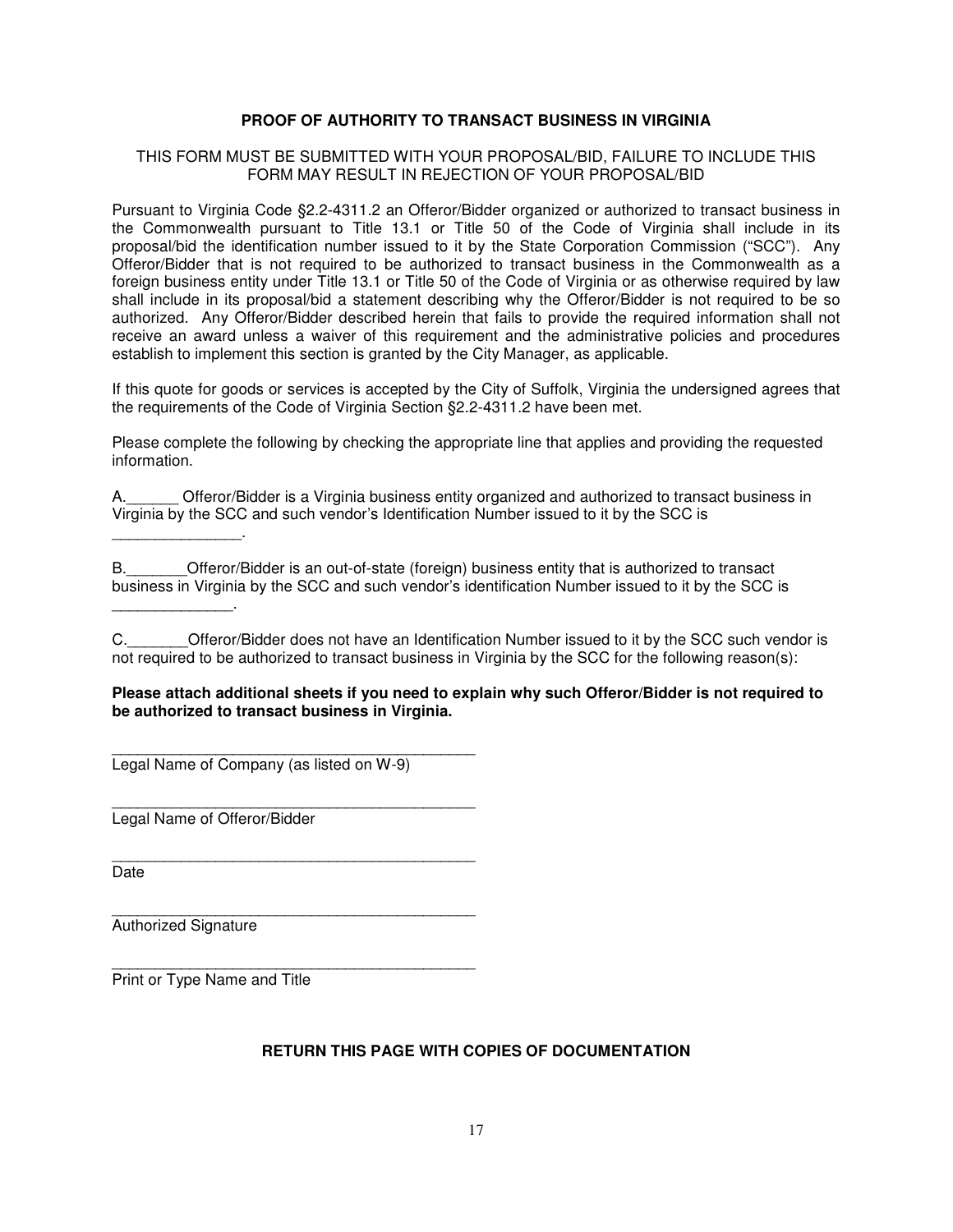**PROOF OF AUTHORITY TO TRANSACT BUSINESS IN VIRGINIA**

THIS FORM MUST BE SUBMITTED WITH YOUR PROPOSAL/BID, FAILURE TO INCLUDE THIS FORM MAY RESULT IN REJECTION OF YOUR PROPOSAL/BID

Pursuant to Virginia Code §2.2-4311.2 an Offeror/Bidder organized or authorized to transact business in the Commonwealth pursuant to Title 13.1 or Title 50 of the Code of Virginia shall include in its proposal/bid the identification number issued to it by the State Corporation Commission ("SCC"). Any Offeror/Bidder that is not required to be authorized to transact business in the Commonwealth as a foreign business entity under Title 13.1 or Title 50 of the Code of Virginia or as otherwise required by law shall include in its proposal/bid a statement describing why the Offeror/Bidder is not required to be so authorized. Any Offeror/Bidder described herein that fails to provide the required information shall not receive an award unless a waiver of this requirement and the administrative policies and procedures establish to implement this section is granted by the City Manager, as applicable.

If this quote for goods or services is accepted by the City of Suffolk, Virginia the undersigned agrees that the requirements of the Code of Virginia Section §2.2-4311.2 have been met.

Please complete the following by checking the appropriate line that applies and providing the requested information.

A.______ Offeror/Bidder is a Virginia business entity organized and authorized to transact business in Virginia by the SCC and such vendor's Identification Number issued to it by the SCC is _______________.

B._______Offeror/Bidder is an out-of-state (foreign) business entity that is authorized to transact business in Virginia by the SCC and such vendor's identification Number issued to it by the SCC is ______________.

C._______Offeror/Bidder does not have an Identification Number issued to it by the SCC such vendor is not required to be authorized to transact business in Virginia by the SCC for the following reason(s):

**Please attach additional sheets if you need to explain why such Offeror/Bidder is not required to be authorized to transact business in Virginia.**

____________________________________________
Legal Name of Company (as listed on W-9)

____________________________________________
Legal Name of Offeror/Bidder

____________________________________________
Date

____________________________________________
Authorized Signature

____________________________________________
Print or Type Name and Title

**RETURN THIS PAGE WITH COPIES OF DOCUMENTATION**